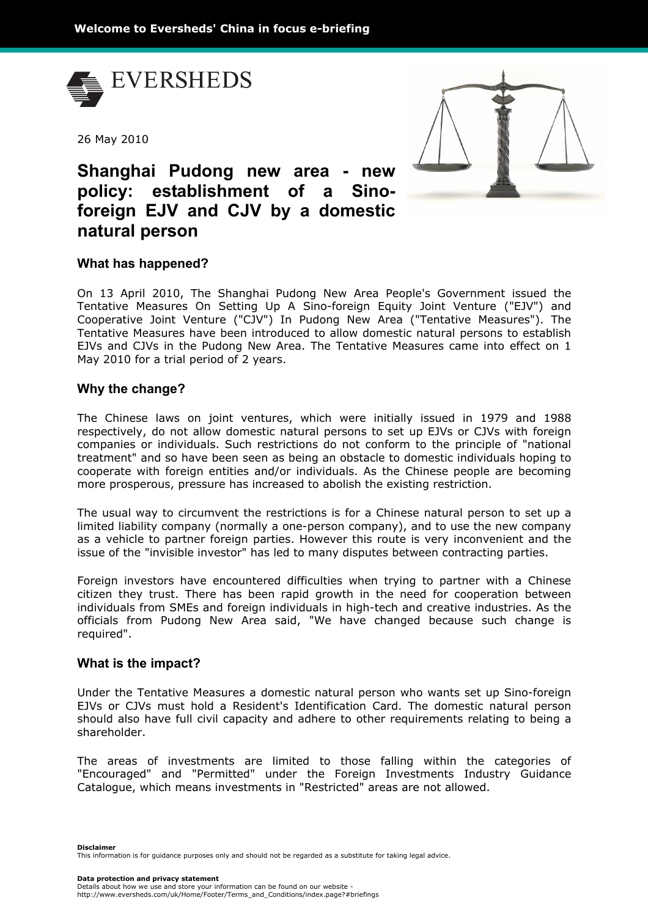Welcome to Eversheds' China in focus e-briefing

EVERSHEDS

26 May 2010

# Shanghai Pudong new area - new policy: establishment of a Sino-foreign EJV and CJV by a domestic natural person

## What has happened?

On 13 April 2010, The Shanghai Pudong New Area People's Government issued the Tentative Measures On Setting Up A Sino-foreign Equity Joint Venture ("EJV") and Cooperative Joint Venture ("CJV") In Pudong New Area ("Tentative Measures"). The Tentative Measures have been introduced to allow domestic natural persons to establish EJVs and CJVs in the Pudong New Area. The Tentative Measures came into effect on 1 May 2010 for a trial period of 2 years.

## Why the change?

The Chinese laws on joint ventures, which were initially issued in 1979 and 1988 respectively, do not allow domestic natural persons to set up EJVs or CJVs with foreign companies or individuals. Such restrictions do not conform to the principle of "national treatment" and so have been seen as being an obstacle to domestic individuals hoping to cooperate with foreign entities and/or individuals. As the Chinese people are becoming more prosperous, pressure has increased to abolish the existing restriction.

The usual way to circumvent the restrictions is for a Chinese natural person to set up a limited liability company (normally a one-person company), and to use the new company as a vehicle to partner foreign parties. However this route is very inconvenient and the issue of the "invisible investor" has led to many disputes between contracting parties.

Foreign investors have encountered difficulties when trying to partner with a Chinese citizen they trust. There has been rapid growth in the need for cooperation between individuals from SMEs and foreign individuals in high-tech and creative industries. As the officials from Pudong New Area said, "We have changed because such change is required".

## What is the impact?

Under the Tentative Measures a domestic natural person who wants set up Sino-foreign EJVs or CJVs must hold a Resident's Identification Card. The domestic natural person should also have full civil capacity and adhere to other requirements relating to being a shareholder.

The areas of investments are limited to those falling within the categories of "Encouraged" and "Permitted" under the Foreign Investments Industry Guidance Catalogue, which means investments in "Restricted" areas are not allowed.

**Disclaimer**
This information is for guidance purposes only and should not be regarded as a substitute for taking legal advice.

**Data protection and privacy statement**
Details about how we use and store your information can be found on our website - http://www.eversheds.com/uk/Home/Footer/Terms_and_Conditions/index.page?#briefings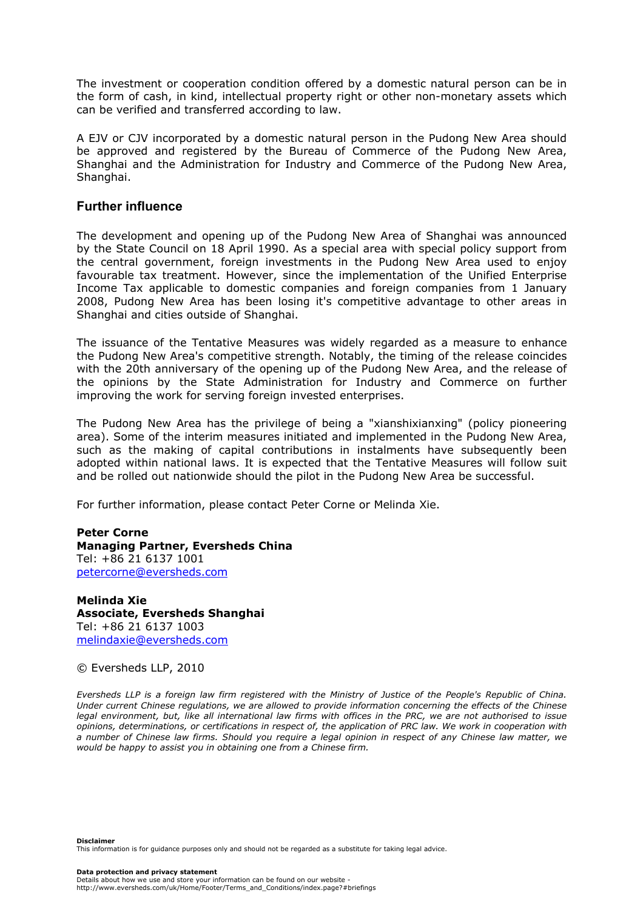The investment or cooperation condition offered by a domestic natural person can be in the form of cash, in kind, intellectual property right or other non-monetary assets which can be verified and transferred according to law.

A EJV or CJV incorporated by a domestic natural person in the Pudong New Area should be approved and registered by the Bureau of Commerce of the Pudong New Area, Shanghai and the Administration for Industry and Commerce of the Pudong New Area, Shanghai.

## Further influence

The development and opening up of the Pudong New Area of Shanghai was announced by the State Council on 18 April 1990. As a special area with special policy support from the central government, foreign investments in the Pudong New Area used to enjoy favourable tax treatment. However, since the implementation of the Unified Enterprise Income Tax applicable to domestic companies and foreign companies from 1 January 2008, Pudong New Area has been losing it's competitive advantage to other areas in Shanghai and cities outside of Shanghai.

The issuance of the Tentative Measures was widely regarded as a measure to enhance the Pudong New Area's competitive strength. Notably, the timing of the release coincides with the 20th anniversary of the opening up of the Pudong New Area, and the release of the opinions by the State Administration for Industry and Commerce on further improving the work for serving foreign invested enterprises.

The Pudong New Area has the privilege of being a "xianshixianxing" (policy pioneering area). Some of the interim measures initiated and implemented in the Pudong New Area, such as the making of capital contributions in instalments have subsequently been adopted within national laws. It is expected that the Tentative Measures will follow suit and be rolled out nationwide should the pilot in the Pudong New Area be successful.

For further information, please contact Peter Corne or Melinda Xie.

**Peter Corne**
**Managing Partner, Eversheds China**
Tel: +86 21 6137 1001
petercorne@eversheds.com

**Melinda Xie**
**Associate, Eversheds Shanghai**
Tel: +86 21 6137 1003
melindaxie@eversheds.com

© Eversheds LLP, 2010

*Eversheds LLP is a foreign law firm registered with the Ministry of Justice of the People's Republic of China. Under current Chinese regulations, we are allowed to provide information concerning the effects of the Chinese legal environment, but, like all international law firms with offices in the PRC, we are not authorised to issue opinions, determinations, or certifications in respect of, the application of PRC law. We work in cooperation with a number of Chinese law firms. Should you require a legal opinion in respect of any Chinese law matter, we would be happy to assist you in obtaining one from a Chinese firm.*

**Disclaimer**
This information is for guidance purposes only and should not be regarded as a substitute for taking legal advice.

**Data protection and privacy statement**
Details about how we use and store your information can be found on our website -
http://www.eversheds.com/uk/Home/Footer/Terms_and_Conditions/index.page?#briefings